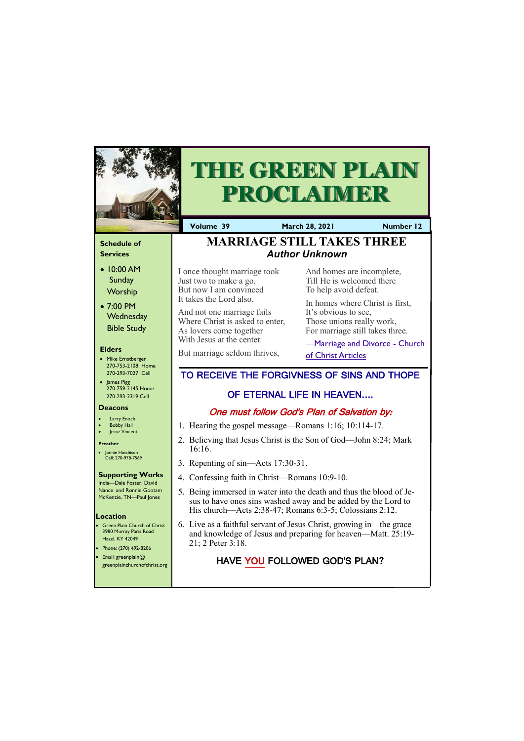# THE GREEN PLAIN PROCLAIMER

**Volume 39** | **March 28, 2021** | **Number 12**

## MARRIAGE STILL TAKES THREE

***Author Unknown***

I once thought marriage took
Just two to make a go,
But now I am convinced
It takes the Lord also.

And not one marriage fails
Where Christ is asked to enter,
As lovers come together
With Jesus at the center.

But marriage seldom thrives,
And homes are incomplete,
Till He is welcomed there
To help avoid defeat.

In homes where Christ is first,
It's obvious to see,
Those unions really work,
For marriage still takes three.

—Marriage and Divorce - Church of Christ Articles

## TO RECEIVE THE FORGIVNESS OF SINS AND THOPE OF ETERNAL LIFE IN HEAVEN....

***One must follow God's Plan of Salvation by:***

1. Hearing the gospel message—Romans 1:16; 10:114-17.
2. Believing that Jesus Christ is the Son of God—John 8:24; Mark 16:16.
3. Repenting of sin—Acts 17:30-31.
4. Confessing faith in Christ—Romans 10:9-10.
5. Being immersed in water into the death and thus the blood of Jesus to have ones sins washed away and be added by the Lord to His church—Acts 2:38-47; Romans 6:3-5; Colossians 2:12.
6. Live as a faithful servant of Jesus Christ, growing in the grace and knowledge of Jesus and preparing for heaven—Matt. 25:19-21; 2 Peter 3:18.

**HAVE YOU FOLLOWED GOD'S PLAN?**

---

### Schedule of Services

- 10:00 AM Sunday Worship
- 7:00 PM Wednesday Bible Study

### Elders

- Mike Ernstberger
  270-753-2108 Home
  270-293-7027 Cell
- James Pigg
  270-759-2145 Home
  270-293-2319 Cell

### Deacons

- Larry Enoch
- Bobby Hall
- Jesse Vincent

### Preacher

- Jonnie Hutchison
  Cell: 270-978-7569

### Supporting Works

India—Dale Foster, David Nance. and Ronnie Gootam
McKenzie, TN—Paul Jones

### Location

- Green Plain Church of Christ
  3980 Murray Paris Road
  Hazel, KY 42049
- Phone: (270) 492-8206
- Email: greenplain@greenplainchurchofchrist.org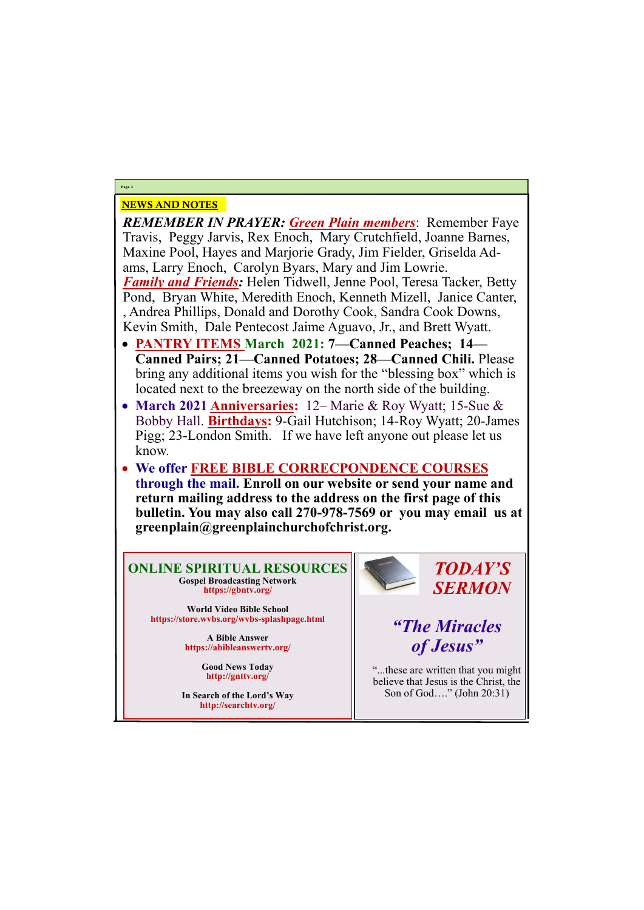## NEWS AND NOTES

***REMEMBER IN PRAYER:*** ***Green Plain members***: Remember Faye Travis, Peggy Jarvis, Rex Enoch, Mary Crutchfield, Joanne Barnes, Maxine Pool, Hayes and Marjorie Grady, Jim Fielder, Griselda Adams, Larry Enoch, Carolyn Byars, Mary and Jim Lowrie.
***Family and Friends:*** Helen Tidwell, Jenne Pool, Teresa Tacker, Betty Pond, Bryan White, Meredith Enoch, Kenneth Mizell, Janice Canter, , Andrea Phillips, Donald and Dorothy Cook, Sandra Cook Downs, Kevin Smith, Dale Pentecost Jaime Aguavo, Jr., and Brett Wyatt.

- **PANTRY ITEMS March 2021: 7—Canned Peaches; 14—Canned Pairs; 21—Canned Potatoes; 28—Canned Chili.** Please bring any additional items you wish for the "blessing box" which is located next to the breezeway on the north side of the building.
- **March 2021 Anniversaries:** 12– Marie & Roy Wyatt; 15-Sue & Bobby Hall. **Birthdays:** 9-Gail Hutchison; 14-Roy Wyatt; 20-James Pigg; 23-London Smith. If we have left anyone out please let us know.
- **We offer FREE BIBLE CORRECPONDENCE COURSES through the mail. Enroll on our website or send your name and return mailing address to the address on the first page of this bulletin. You may also call 270-978-7569 or you may email us at greenplain@greenplainchurchofchrist.org.**

## ONLINE SPIRITUAL RESOURCES

**Gospel Broadcasting Network**
**https://gbntv.org/**

**World Video Bible School**
**https://store.wvbs.org/wvbs-splashpage.html**

**A Bible Answer**
**https://abibleanswertv.org/**

**Good News Today**
**http://gnttv.org/**

**In Search of the Lord's Way**
**http://searchtv.org/**

## *TODAY'S SERMON*

### *"The Miracles of Jesus"*

"...these are written that you might believe that Jesus is the Christ, the Son of God…." (John 20:31)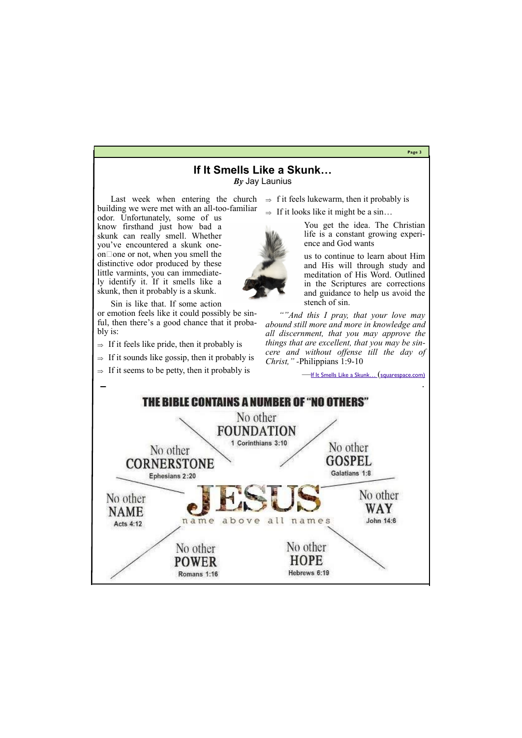## If It Smells Like a Skunk…

***By*** Jay Launius

Last week when entering the church building we were met with an all-too-familiar odor. Unfortunately, some of us know firsthand just how bad a skunk can really smell. Whether you've encountered a skunk one-on-one or not, when you smell the distinctive odor produced by these little varmints, you can immediately identify it. If it smells like a skunk, then it probably is a skunk.

Sin is like that. If some action or emotion feels like it could possibly be sinful, then there's a good chance that it probably is:

- ⇒ If it feels like pride, then it probably is
- ⇒ If it sounds like gossip, then it probably is
- ⇒ If it seems to be petty, then it probably is
- ⇒ f it feels lukewarm, then it probably is
- ⇒ If it looks like it might be a sin…

You get the idea. The Christian life is a constant growing experience and God wants

us to continue to learn about Him and His will through study and meditation of His Word. Outlined in the Scriptures are corrections and guidance to help us avoid the stench of sin.

*""And this I pray, that your love may abound still more and more in knowledge and all discernment, that you may approve the things that are excellent, that you may be sincere and without offense till the day of Christ,"* -Philippians 1:9-10

—If It Smells Like a Skunk… (squarespace.com)

**THE BIBLE CONTAINS A NUMBER OF "NO OTHERS"**

**JESUS** name above all names

- No other FOUNDATION — 1 Corinthians 3:10
- No other CORNERSTONE — Ephesians 2:20
- No other GOSPEL — Galatians 1:8
- No other NAME — Acts 4:12
- No other WAY — John 14:6
- No other POWER — Romans 1:16
- No other HOPE — Hebrews 6:19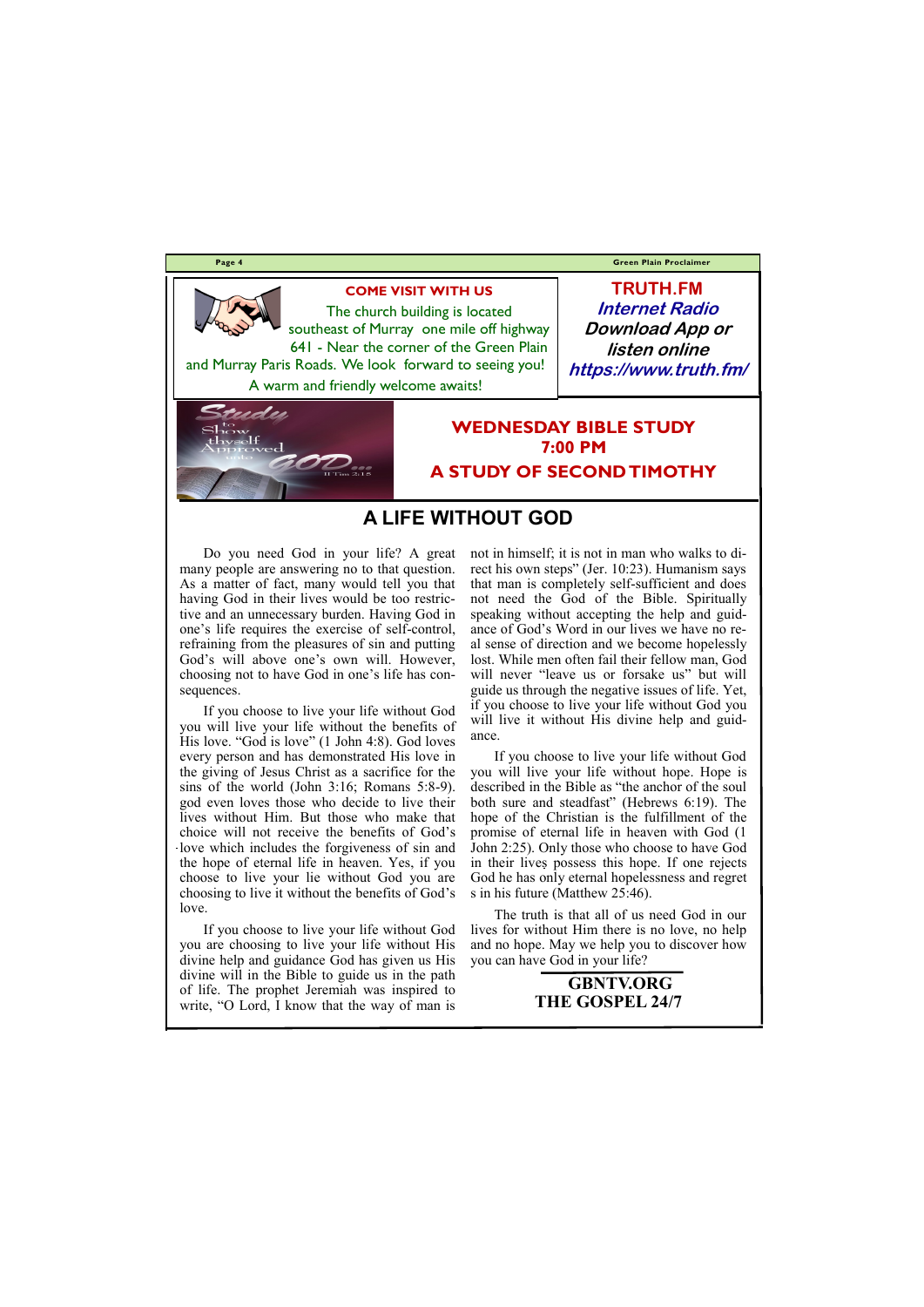## COME VISIT WITH US

The church building is located southeast of Murray one mile off highway 641 - Near the corner of the Green Plain and Murray Paris Roads. We look forward to seeing you! A warm and friendly welcome awaits!

**TRUTH.FM**
*Internet Radio*
***Download App or listen online***
***https://www.truth.fm/***

## WEDNESDAY BIBLE STUDY
## 7:00 PM
## A STUDY OF SECOND TIMOTHY

# A LIFE WITHOUT GOD

Do you need God in your life? A great many people are answering no to that question. As a matter of fact, many would tell you that having God in their lives would be too restrictive and an unnecessary burden. Having God in one's life requires the exercise of self-control, refraining from the pleasures of sin and putting God's will above one's own will. However, choosing not to have God in one's life has consequences.

If you choose to live your life without God you will live your life without the benefits of His love. "God is love" (1 John 4:8). God loves every person and has demonstrated His love in the giving of Jesus Christ as a sacrifice for the sins of the world (John 3:16; Romans 5:8-9). god even loves those who decide to live their lives without Him. But those who make that choice will not receive the benefits of God's love which includes the forgiveness of sin and the hope of eternal life in heaven. Yes, if you choose to live your lie without God you are choosing to live it without the benefits of God's love.

If you choose to live your life without God you are choosing to live your life without His divine help and guidance God has given us His divine will in the Bible to guide us in the path of life. The prophet Jeremiah was inspired to write, "O Lord, I know that the way of man is not in himself; it is not in man who walks to direct his own steps" (Jer. 10:23). Humanism says that man is completely self-sufficient and does not need the God of the Bible. Spiritually speaking without accepting the help and guidance of God's Word in our lives we have no real sense of direction and we become hopelessly lost. While men often fail their fellow man, God will never "leave us or forsake us" but will guide us through the negative issues of life. Yet, if you choose to live your life without God you will live it without His divine help and guidance.

If you choose to live your life without God you will live your life without hope. Hope is described in the Bible as "the anchor of the soul both sure and steadfast" (Hebrews 6:19). The hope of the Christian is the fulfillment of the promise of eternal life in heaven with God (1 John 2:25). Only those who choose to have God in their lives possess this hope. If one rejects God he has only eternal hopelessness and regret s in his future (Matthew 25:46).

The truth is that all of us need God in our lives for without Him there is no love, no help and no hope. May we help you to discover how you can have God in your life?

**GBNTV.ORG**
**THE GOSPEL 24/7**